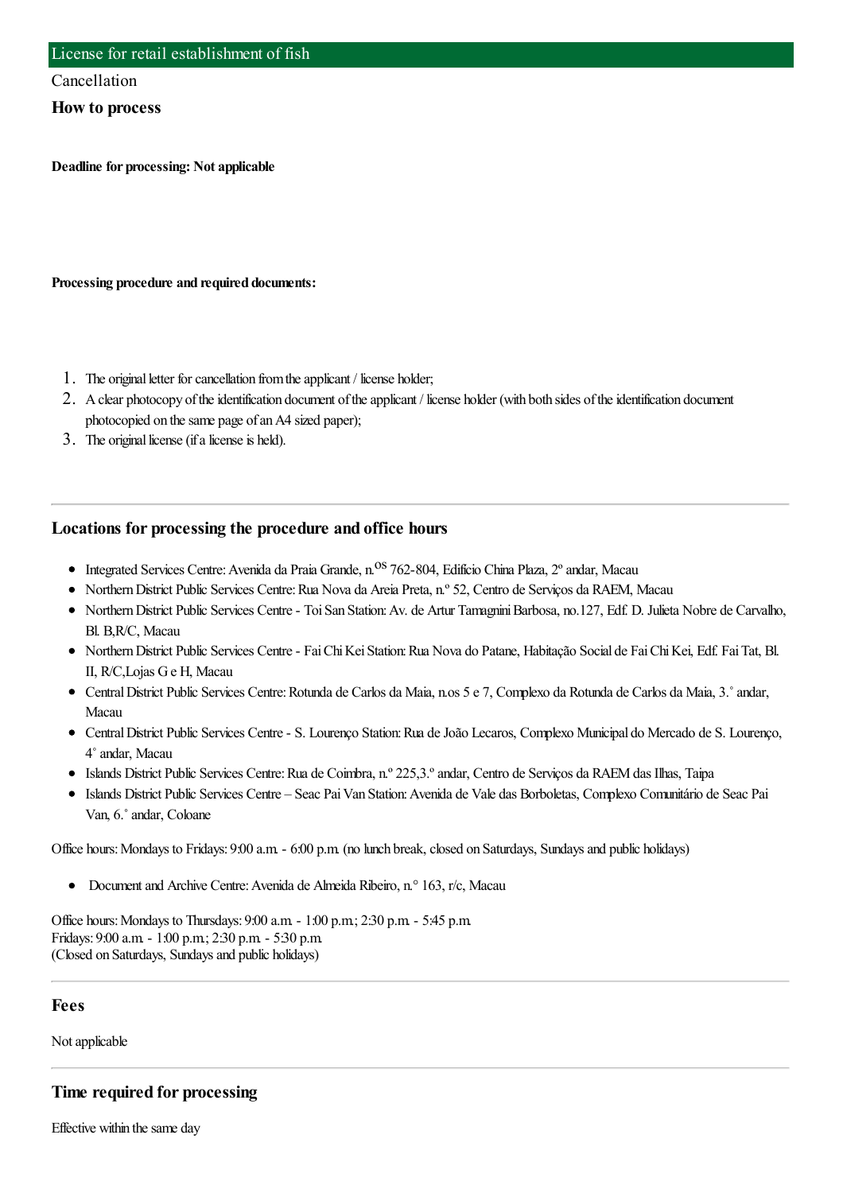# License for retail establishment of fish

Cancellation

## How to process

**Deadline for processing: Not applicable**

**Processing procedure and required documents:**

1. The original letter for cancellation from the applicant / license holder;
2. A clear photocopy of the identification document of the applicant / license holder (with both sides of the identification document photocopied on the same page of an A4 sized paper);
3. The original license (if a license is held).

## Locations for processing the procedure and office hours

- Integrated Services Centre: Avenida da Praia Grande, n.os 762-804, Edifício China Plaza, 2º andar, Macau
- Northern District Public Services Centre: Rua Nova da Areia Preta, n.º 52, Centro de Serviços da RAEM, Macau
- Northern District Public Services Centre - Toi San Station: Av. de Artur Tamagnini Barbosa, no.127, Edf. D. Julieta Nobre de Carvalho, Bl. B,R/C, Macau
- Northern District Public Services Centre - Fai Chi Kei Station: Rua Nova do Patane, Habitação Social de Fai Chi Kei, Edf. Fai Tat, Bl. II, R/C,Lojas G e H, Macau
- Central District Public Services Centre: Rotunda de Carlos da Maia, n.os 5 e 7, Complexo da Rotunda de Carlos da Maia, 3.˚ andar, Macau
- Central District Public Services Centre - S. Lourenço Station: Rua de João Lecaros, Complexo Municipal do Mercado de S. Lourenço, 4˚ andar, Macau
- Islands District Public Services Centre: Rua de Coimbra, n.º 225,3.º andar, Centro de Serviços da RAEM das Ilhas, Taipa
- Islands District Public Services Centre – Seac Pai Van Station: Avenida de Vale das Borboletas, Complexo Comunitário de Seac Pai Van, 6.˚ andar, Coloane

Office hours: Mondays to Fridays: 9:00 a.m. - 6:00 p.m. (no lunch break, closed on Saturdays, Sundays and public holidays)

- Document and Archive Centre: Avenida de Almeida Ribeiro, n.° 163, r/c, Macau

Office hours: Mondays to Thursdays: 9:00 a.m. - 1:00 p.m.; 2:30 p.m. - 5:45 p.m.
Fridays: 9:00 a.m. - 1:00 p.m.; 2:30 p.m. - 5:30 p.m.
(Closed on Saturdays, Sundays and public holidays)

## Fees

Not applicable

## Time required for processing

Effective within the same day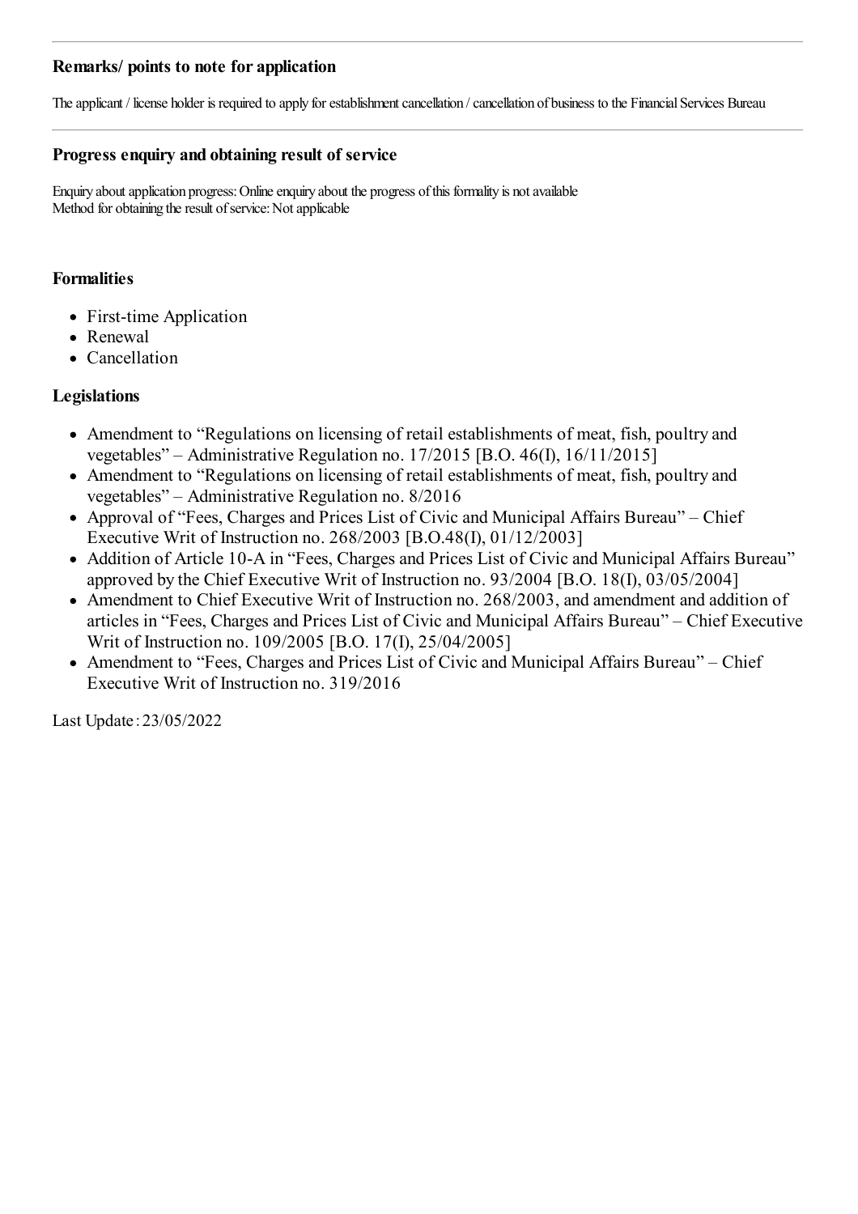### Remarks/ points to note for application

The applicant / license holder is required to apply for establishment cancellation / cancellation of business to the Financial Services Bureau

### Progress enquiry and obtaining result of service

Enquiry about application progress: Online enquiry about the progress of this formality is not available
Method for obtaining the result of service: Not applicable

### Formalities

- First-time Application
- Renewal
- Cancellation

### Legislations

- Amendment to "Regulations on licensing of retail establishments of meat, fish, poultry and vegetables" – Administrative Regulation no. 17/2015 [B.O. 46(I), 16/11/2015]
- Amendment to "Regulations on licensing of retail establishments of meat, fish, poultry and vegetables" – Administrative Regulation no. 8/2016
- Approval of "Fees, Charges and Prices List of Civic and Municipal Affairs Bureau" – Chief Executive Writ of Instruction no. 268/2003 [B.O.48(I), 01/12/2003]
- Addition of Article 10-A in "Fees, Charges and Prices List of Civic and Municipal Affairs Bureau" approved by the Chief Executive Writ of Instruction no. 93/2004 [B.O. 18(I), 03/05/2004]
- Amendment to Chief Executive Writ of Instruction no. 268/2003, and amendment and addition of articles in "Fees, Charges and Prices List of Civic and Municipal Affairs Bureau" – Chief Executive Writ of Instruction no. 109/2005 [B.O. 17(I), 25/04/2005]
- Amendment to "Fees, Charges and Prices List of Civic and Municipal Affairs Bureau" – Chief Executive Writ of Instruction no. 319/2016

Last Update : 23/05/2022